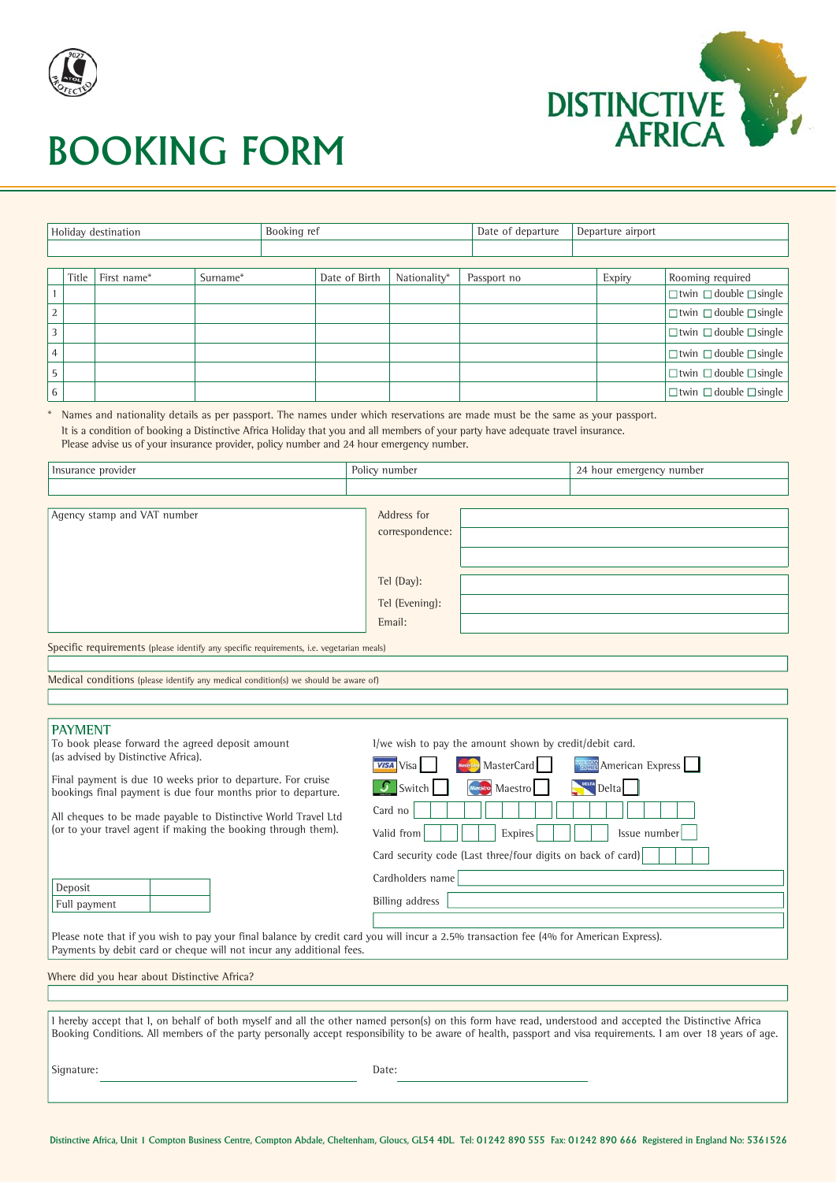# BOOKING FORM

**DISTINCTIVE AFRICA**

| Holiday destination | Booking ref | Date of departure | Departure airport |
|---|---|---|---|
| | | | |

| | Title | First name* | Surname* | Date of Birth | Nationality* | Passport no | Expiry | Rooming required |
|---|---|---|---|---|---|---|---|---|
| 1 | | | | | | | | ☐twin ☐double ☐single |
| 2 | | | | | | | | ☐twin ☐double ☐single |
| 3 | | | | | | | | ☐twin ☐double ☐single |
| 4 | | | | | | | | ☐twin ☐double ☐single |
| 5 | | | | | | | | ☐twin ☐double ☐single |
| 6 | | | | | | | | ☐twin ☐double ☐single |

\* Names and nationality details as per passport. The names under which reservations are made must be the same as your passport.
It is a condition of booking a Distinctive Africa Holiday that you and all members of your party have adequate travel insurance.
Please advise us of your insurance provider, policy number and 24 hour emergency number.

| Insurance provider | Policy number | 24 hour emergency number |
|---|---|---|
| | | |

Agency stamp and VAT number

Address for correspondence:

Tel (Day):

Tel (Evening):

Email:

Specific requirements (please identify any specific requirements, i.e. vegetarian meals)

Medical conditions (please identify any medical condition(s) we should be aware of)

## PAYMENT

To book please forward the agreed deposit amount (as advised by Distinctive Africa).

Final payment is due 10 weeks prior to departure. For cruise bookings final payment is due four months prior to departure.

All cheques to be made payable to Distinctive World Travel Ltd (or to your travel agent if making the booking through them).

| Deposit | |
|---|---|
| Full payment | |

I/we wish to pay the amount shown by credit/debit card.

Visa ☐ MasterCard ☐ American Express ☐
Switch ☐ Maestro ☐ Delta ☐

Card no

Valid from Expires Issue number

Card security code (Last three/four digits on back of card)

Cardholders name

Billing address

Please note that if you wish to pay your final balance by credit card you will incur a 2.5% transaction fee (4% for American Express). Payments by debit card or cheque will not incur any additional fees.

Where did you hear about Distinctive Africa?

I hereby accept that I, on behalf of both myself and all the other named person(s) on this form have read, understood and accepted the Distinctive Africa Booking Conditions. All members of the party personally accept responsibility to be aware of health, passport and visa requirements. I am over 18 years of age.

Signature: Date:

Distinctive Africa, Unit 1 Compton Business Centre, Compton Abdale, Cheltenham, Gloucs, GL54 4DL. Tel: 01242 890 555 Fax: 01242 890 666 Registered in England No: 5361526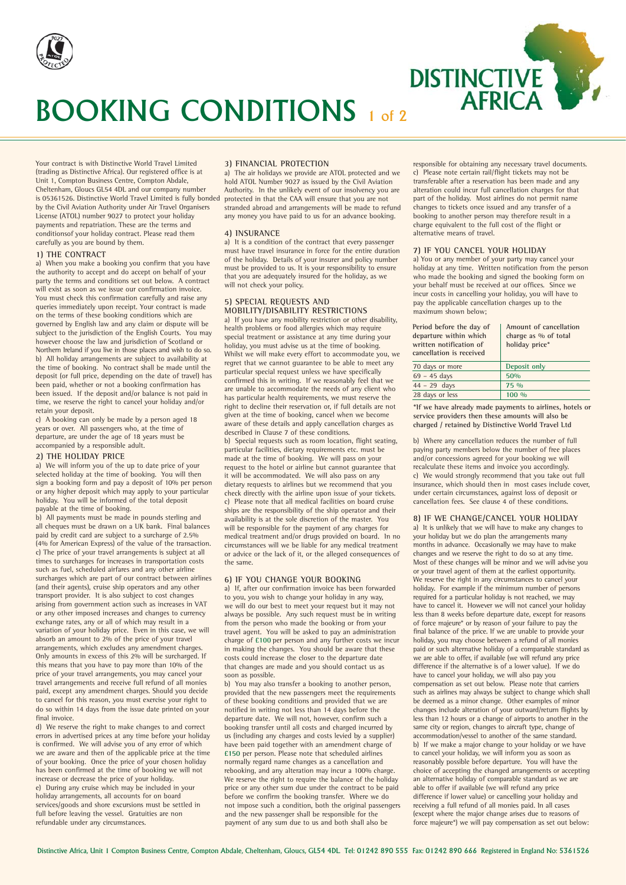# BOOKING CONDITIONS 1 of 2

DISTINCTIVE AFRICA

Your contract is with Distinctive World Travel Limited (trading as Distinctive Africa). Our registered office is at Unit 1, Compton Business Centre, Compton Abdale, Cheltenham, Gloucs GL54 4DL and our company number is 05361526. Distinctive World Travel Limited is fully bonded by the Civil Aviation Authority under Air Travel Organisers License (ATOL) number 9027 to protect your holiday payments and repatriation. These are the terms and conditionsof your holiday contract. Please read them carefully as you are bound by them.

## 1) THE CONTRACT

a) When you make a booking you confirm that you have the authority to accept and do accept on behalf of your party the terms and conditions set out below. A contract will exist as soon as we issue our confirmation invoice. You must check this confirmation carefully and raise any queries immediately upon receipt. Your contract is made on the terms of these booking conditions which are governed by English law and any claim or dispute will be subject to the jurisdiction of the English Courts. You may however choose the law and jurisdiction of Scotland or Northern Ireland if you live in those places and wish to do so.

b) All holiday arrangements are subject to availability at the time of booking. No contract shall be made until the deposit (or full price, depending on the date of travel) has been paid, whether or not a booking confirmation has been issued. If the deposit and/or balance is not paid in time, we reserve the right to cancel your holiday and/or retain your deposit.

c) A booking can only be made by a person aged 18 years or over. All passengers who, at the time of departure, are under the age of 18 years must be accompanied by a responsible adult.

## 2) THE HOLIDAY PRICE

a) We will inform you of the up to date price of your selected holiday at the time of booking. You will then sign a booking form and pay a deposit of 10% per person or any higher deposit which may apply to your particular holiday. You will be informed of the total deposit payable at the time of booking.

b) All payments must be made in pounds sterling and all cheques must be drawn on a UK bank. Final balances paid by credit card are subject to a surcharge of 2.5% (4% for American Express) of the value of the transaction.

c) The price of your travel arrangements is subject at all times to surcharges for increases in transportation costs such as fuel, scheduled airfares and any other airline surcharges which are part of our contract between airlines (and their agents), cruise ship operators and any other transport provider. It is also subject to cost changes arising from government action such as increases in VAT or any other imposed increases and changes to currency exchange rates, any or all of which may result in a variation of your holiday price. Even in this case, we will absorb an amount to 2% of the price of your travel arrangements, which excludes any amendment charges. Only amounts in excess of this 2% will be surcharged. If this means that you have to pay more than 10% of the price of your travel arrangements, you may cancel your travel arrangements and receive full refund of all monies paid, except any amendment charges. Should you decide to cancel for this reason, you must exercise your right to do so within 14 days from the issue date printed on your final invoice.

d) We reserve the right to make changes to and correct errors in advertised prices at any time before your holiday is confirmed. We will advise you of any error of which we are aware and then of the applicable price at the time of your booking. Once the price of your chosen holiday has been confirmed at the time of booking we will not increase or decrease the price of your holiday.

e) During any cruise which may be included in your holiday arrangements, all accounts for on board services/goods and shore excursions must be settled in full before leaving the vessel. Gratuities are non refundable under any circumstances.

## 3) FINANCIAL PROTECTION

a) The air holidays we provide are ATOL protected and we hold ATOL Number 9027 as issued by the Civil Aviation Authority. In the unlikely event of our insolvency you are protected in that the CAA will ensure that you are not stranded abroad and arrangements will be made to refund any money you have paid to us for an advance booking.

## 4) INSURANCE

a) It is a condition of the contract that every passenger must have travel insurance in force for the entire duration of the holiday. Details of your insurer and policy number must be provided to us. It is your responsibility to ensure that you are adequately insured for the holiday, as we will not check your policy.

## 5) SPECIAL REQUESTS AND MOBILITY/DISABILITY RESTRICTIONS

a) If you have any mobility restriction or other disability, health problems or food allergies which may require special treatment or assistance at any time during your holiday, you must advise us at the time of booking. Whilst we will make every effort to accommodate you, we regret that we cannot guarantee to be able to meet any particular special request unless we have specifically confirmed this in writing. If we reasonably feel that we are unable to accommodate the needs of any client who has particular health requirements, we must reserve the right to decline their reservation or, if full details are not given at the time of booking, cancel when we become aware of these details and apply cancellation charges as described in Clause 7 of these conditions.

b) Special requests such as room location, flight seating, particular facilities, dietary requirements etc. must be made at the time of booking. We will pass on your request to the hotel or airline but cannot guarantee that it will be accommodated. We will also pass on any dietary requests to airlines but we recommend that you check directly with the airline upon issue of your tickets.

c) Please note that all medical facilities on board cruise ships are the responsibility of the ship operator and their availability is at the sole discretion of the master. You will be responsible for the payment of any charges for medical treatment and/or drugs provided on board. In no circumstances will we be liable for any medical treatment or advice or the lack of it, or the alleged consequences of the same.

## 6) IF YOU CHANGE YOUR BOOKING

a) If, after our confirmation invoice has been forwarded to you, you wish to change your holiday in any way, we will do our best to meet your request but it may not always be possible. Any such request must be in writing from the person who made the booking or from your travel agent. You will be asked to pay an administration charge of £100 per person and any further costs we incur in making the changes. You should be aware that these costs could increase the closer to the departure date that changes are made and you should contact us as soon as possible.

b) You may also transfer a booking to another person, provided that the new passengers meet the requirements of these booking conditions and provided that we are notified in writing not less than 14 days before the departure date. We will not, however, confirm such a booking transfer until all costs and charged incurred by us (including any charges and costs levied by a supplier) have been paid together with an amendment charge of £150 per person. Please note that scheduled airlines normally regard name changes as a cancellation and rebooking, and any alteration may incur a 100% charge. We reserve the right to require the balance of the holiday price or any other sum due under the contract to be paid before we confirm the booking transfer. Where we do not impose such a condition, both the original passengers and the new passenger shall be responsible for the payment of any sum due to us and both shall also be responsible for obtaining any necessary travel documents.

c) Please note certain rail/flight tickets may not be transferable after a reservation has been made and any alteration could incur full cancellation charges for that part of the holiday. Most airlines do not permit name changes to tickets once issued and any transfer of a booking to another person may therefore result in a charge equivalent to the full cost of the flight or alternative means of travel.

## 7) IF YOU CANCEL YOUR HOLIDAY

a) You or any member of your party may cancel your holiday at any time. Written notification from the person who made the booking and signed the booking form on your behalf must be received at our offices. Since we incur costs in cancelling your holiday, you will have to pay the applicable cancellation charges up to the maximum shown below;

| Period before the day of departure within which written notification of cancellation is received | Amount of cancellation charge as % of total holiday price* |
|---|---|
| 70 days or more | Deposit only |
| 69 – 45 days | 50% |
| 44 – 29 days | 75 % |
| 28 days or less | 100 % |

**\*If we have already made payments to airlines, hotels or service providers then these amounts will also be charged / retained by Distinctive World Travel Ltd**

b) Where any cancellation reduces the number of full paying party members below the number of free places and/or concessions agreed for your booking we will recalculate these items and invoice you accordingly.

c) We would strongly recommend that you take out full insurance, which should then in most cases include cover, under certain circumstances, against loss of deposit or cancellation fees. See clause 4 of these conditions.

## 8) IF WE CHANGE/CANCEL YOUR HOLIDAY

a) It is unlikely that we will have to make any changes to your holiday but we do plan the arrangements many months in advance. Occasionally we may have to make changes and we reserve the right to do so at any time. Most of these changes will be minor and we will advise you or your travel agent of them at the earliest opportunity. We reserve the right in any circumstances to cancel your holiday. For example if the minimum number of persons required for a particular holiday is not reached, we may have to cancel it. However we will not cancel your holiday less than 8 weeks before departure date, except for reasons of force majeure* or by reason of your failure to pay the final balance of the price. If we are unable to provide your holiday, you may choose between a refund of all monies paid or such alternative holiday of a comparable standard as we are able to offer, if available (we will refund any price difference if the alternative is of a lower value). If we do have to cancel your holiday, we will also pay you compensation as set out below. Please note that carriers such as airlines may always be subject to change which shall be deemed as a minor change. Other examples of minor changes include alteration of your outward/return flights by less than 12 hours or a change of airports to another in the same city or region, changes to aircraft type, change of accommodation/vessel to another of the same standard.

b) If we make a major change to your holiday or we have to cancel your holiday, we will inform you as soon as reasonably possible before departure. You will have the choice of accepting the changed arrangements or accepting an alternative holiday of comparable standard as we are able to offer if available (we will refund any price difference if lower value) or cancelling your holiday and receiving a full refund of all monies paid. In all cases (except where the major change arises due to reasons of force majeure*) we will pay compensation as set out below:

Distinctive Africa, Unit 1 Compton Business Centre, Compton Abdale, Cheltenham, Gloucs, GL54 4DL. Tel: 01242 890 555 Fax: 01242 890 666 Registered in England No: 5361526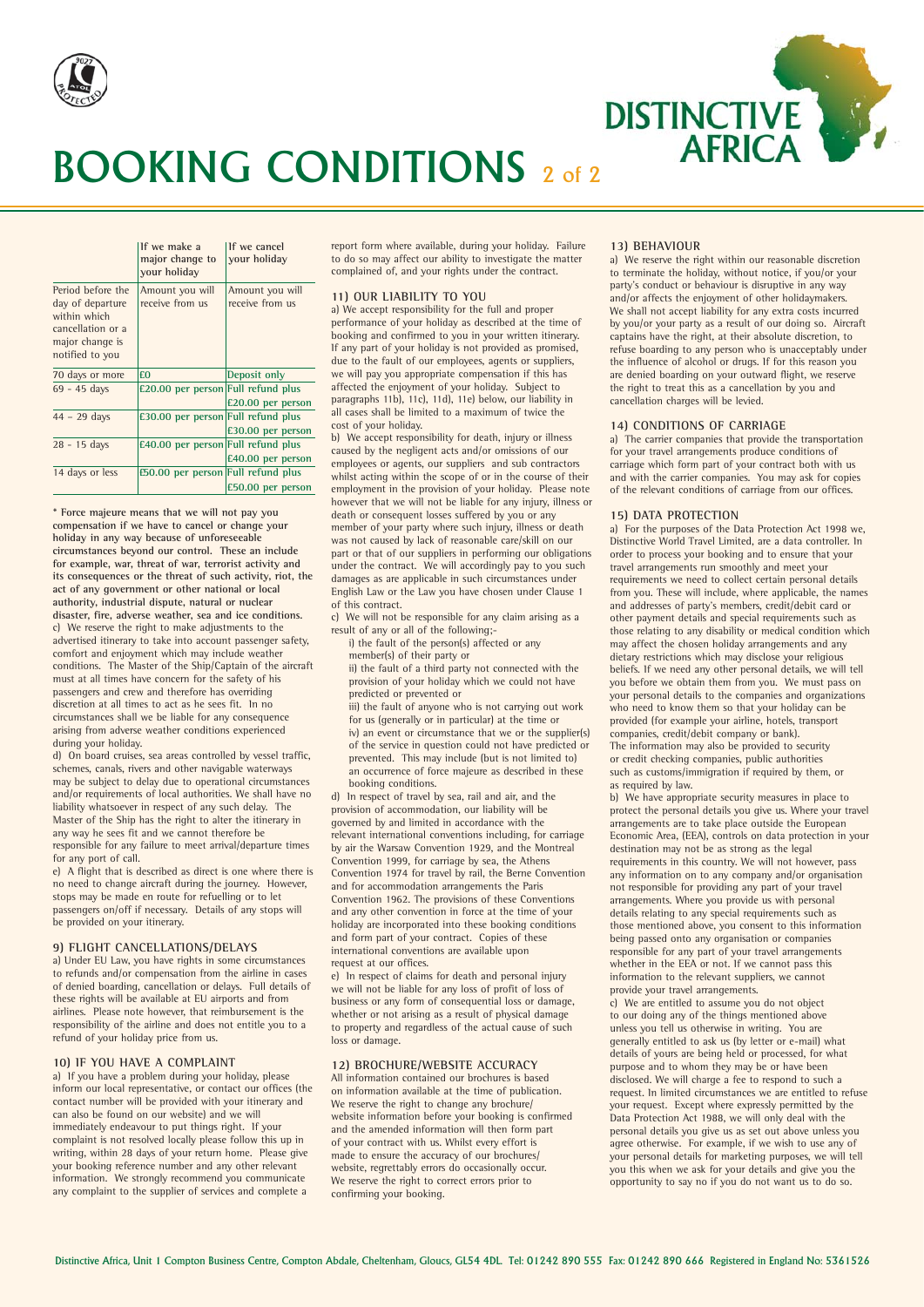# BOOKING CONDITIONS 2 of 2

| | If we make a major change to your holiday | If we cancel your holiday |
|---|---|---|
| Period before the day of departure within which cancellation or a major change is notified to you | Amount you will receive from us | Amount you will receive from us |
| 70 days or more | £0 | Deposit only |
| 69 - 45 days | £20.00 per person | Full refund plus £20.00 per person |
| 44 – 29 days | £30.00 per person | Full refund plus £30.00 per person |
| 28 - 15 days | £40.00 per person | Full refund plus £40.00 per person |
| 14 days or less | £50.00 per person | Full refund plus £50.00 per person |

**\* Force majeure means that we will not pay you compensation if we have to cancel or change your holiday in any way because of unforeseeable circumstances beyond our control. These an include for example, war, threat of war, terrorist activity and its consequences or the threat of such activity, riot, the act of any government or other national or local authority, industrial dispute, natural or nuclear disaster, fire, adverse weather, sea and ice conditions.**

c) We reserve the right to make adjustments to the advertised itinerary to take into account passenger safety, comfort and enjoyment which may include weather conditions. The Master of the Ship/Captain of the aircraft must at all times have concern for the safety of his passengers and crew and therefore has overriding discretion at all times to act as he sees fit. In no circumstances shall we be liable for any consequence arising from adverse weather conditions experienced during your holiday.

d) On board cruises, sea areas controlled by vessel traffic, schemes, canals, rivers and other navigable waterways may be subject to delay due to operational circumstances and/or requirements of local authorities. We shall have no liability whatsoever in respect of any such delay. The Master of the Ship has the right to alter the itinerary in any way he sees fit and we cannot therefore be responsible for any failure to meet arrival/departure times for any port of call.

e) A flight that is described as direct is one where there is no need to change aircraft during the journey. However, stops may be made en route for refuelling or to let passengers on/off if necessary. Details of any stops will be provided on your itinerary.

## 9) FLIGHT CANCELLATIONS/DELAYS

a) Under EU Law, you have rights in some circumstances to refunds and/or compensation from the airline in cases of denied boarding, cancellation or delays. Full details of these rights will be available at EU airports and from airlines. Please note however, that reimbursement is the responsibility of the airline and does not entitle you to a refund of your holiday price from us.

## 10) IF YOU HAVE A COMPLAINT

a) If you have a problem during your holiday, please inform our local representative, or contact our offices (the contact number will be provided with your itinerary and can also be found on our website) and we will immediately endeavour to put things right. If your complaint is not resolved locally please follow this up in writing, within 28 days of your return home. Please give your booking reference number and any other relevant information. We strongly recommend you communicate any complaint to the supplier of services and complete a report form where available, during your holiday. Failure to do so may affect our ability to investigate the matter complained of, and your rights under the contract.

## 11) OUR LIABILITY TO YOU

a) We accept responsibility for the full and proper performance of your holiday as described at the time of booking and confirmed to you in your written itinerary. If any part of your holiday is not provided as promised, due to the fault of our employees, agents or suppliers, we will pay you appropriate compensation if this has affected the enjoyment of your holiday. Subject to paragraphs 11b), 11c), 11d), 11e) below, our liability in all cases shall be limited to a maximum of twice the cost of your holiday.

b) We accept responsibility for death, injury or illness caused by the negligent acts and/or omissions of our employees or agents, our suppliers and sub contractors whilst acting within the scope of or in the course of their employment in the provision of your holiday. Please note however that we will not be liable for any injury, illness or death or consequent losses suffered by you or any member of your party where such injury, illness or death was not caused by lack of reasonable care/skill on our part or that of our suppliers in performing our obligations under the contract. We will accordingly pay to you such damages as are applicable in such circumstances under English Law or the Law you have chosen under Clause 1 of this contract.

c) We will not be responsible for any claim arising as a result of any or all of the following;-

i) the fault of the person(s) affected or any member(s) of their party or

ii) the fault of a third party not connected with the provision of your holiday which we could not have predicted or prevented or

iii) the fault of anyone who is not carrying out work for us (generally or in particular) at the time or

iv) an event or circumstance that we or the supplier(s) of the service in question could not have predicted or prevented. This may include (but is not limited to) an occurrence of force majeure as described in these booking conditions.

d) In respect of travel by sea, rail and air, and the provision of accommodation, our liability will be governed by and limited in accordance with the relevant international conventions including, for carriage by air the Warsaw Convention 1929, and the Montreal Convention 1999, for carriage by sea, the Athens Convention 1974 for travel by rail, the Berne Convention and for accommodation arrangements the Paris Convention 1962. The provisions of these Conventions and any other convention in force at the time of your holiday are incorporated into these booking conditions and form part of your contract. Copies of these international conventions are available upon request at our offices.

e) In respect of claims for death and personal injury we will not be liable for any loss of profit of loss of business or any form of consequential loss or damage, whether or not arising as a result of physical damage to property and regardless of the actual cause of such loss or damage.

## 12) BROCHURE/WEBSITE ACCURACY

All information contained our brochures is based on information available at the time of publication. We reserve the right to change any brochure/ website information before your booking is confirmed and the amended information will then form part of your contract with us. Whilst every effort is made to ensure the accuracy of our brochures/ website, regrettably errors do occasionally occur. We reserve the right to correct errors prior to confirming your booking.

## 13) BEHAVIOUR

a) We reserve the right within our reasonable discretion to terminate the holiday, without notice, if you/or your party's conduct or behaviour is disruptive in any way and/or affects the enjoyment of other holidaymakers. We shall not accept liability for any extra costs incurred by you/or your party as a result of our doing so. Aircraft captains have the right, at their absolute discretion, to refuse boarding to any person who is unacceptably under the influence of alcohol or drugs. If for this reason you are denied boarding on your outward flight, we reserve the right to treat this as a cancellation by you and cancellation charges will be levied.

## 14) CONDITIONS OF CARRIAGE

a) The carrier companies that provide the transportation for your travel arrangements produce conditions of carriage which form part of your contract both with us and with the carrier companies. You may ask for copies of the relevant conditions of carriage from our offices.

## 15) DATA PROTECTION

a) For the purposes of the Data Protection Act 1998 we, Distinctive World Travel Limited, are a data controller. In order to process your booking and to ensure that your travel arrangements run smoothly and meet your requirements we need to collect certain personal details from you. These will include, where applicable, the names and addresses of party's members, credit/debit card or other payment details and special requirements such as those relating to any disability or medical condition which may affect the chosen holiday arrangements and any dietary restrictions which may disclose your religious beliefs. If we need any other personal details, we will tell you before we obtain them from you. We must pass on your personal details to the companies and organizations who need to know them so that your holiday can be provided (for example your airline, hotels, transport companies, credit/debit company or bank). The information may also be provided to security or credit checking companies, public authorities such as customs/immigration if required by them, or as required by law.

b) We have appropriate security measures in place to protect the personal details you give us. Where your travel arrangements are to take place outside the European Economic Area, (EEA), controls on data protection in your destination may not be as strong as the legal requirements in this country. We will not however, pass any information on to any company and/or organisation not responsible for providing any part of your travel arrangements. Where you provide us with personal details relating to any special requirements such as those mentioned above, you consent to this information being passed onto any organisation or companies responsible for any part of your travel arrangements whether in the EEA or not. If we cannot pass this information to the relevant suppliers, we cannot provide your travel arrangements.

c) We are entitled to assume you do not object to our doing any of the things mentioned above unless you tell us otherwise in writing. You are generally entitled to ask us (by letter or e-mail) what details of yours are being held or processed, for what purpose and to whom they may be or have been disclosed. We will charge a fee to respond to such a request. In limited circumstances we are entitled to refuse your request. Except where expressly permitted by the Data Protection Act 1988, we will only deal with the personal details you give us as set out above unless you agree otherwise. For example, if we wish to use any of your personal details for marketing purposes, we will tell you this when we ask for your details and give you the opportunity to say no if you do not want us to do so.

Distinctive Africa, Unit 1 Compton Business Centre, Compton Abdale, Cheltenham, Gloucs, GL54 4DL. Tel: 01242 890 555 Fax: 01242 890 666 Registered in England No: 5361526